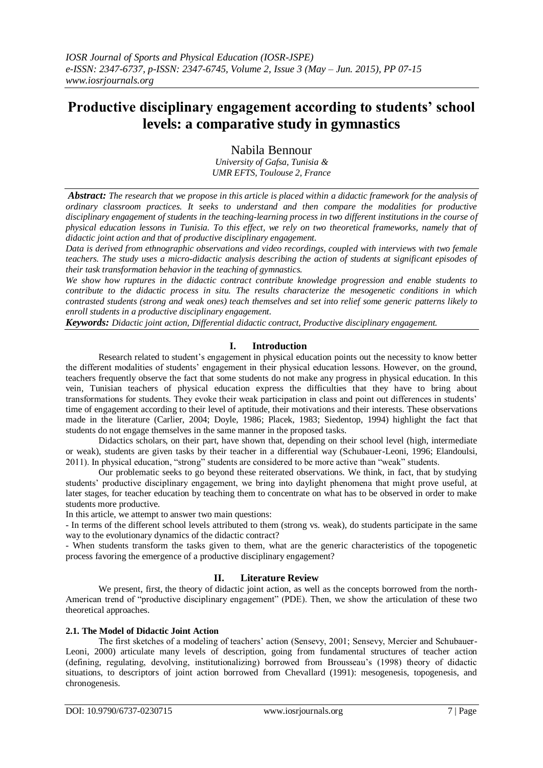# Productive disciplinary engagement according to students' school levels: a comparative study in gymnastics

Nabila Bennour

*University of Gafsa, Tunisia &*
*UMR EFTS, Toulouse 2, France*

***Abstract:*** *The research that we propose in this article is placed within a didactic framework for the analysis of ordinary classroom practices. It seeks to understand and then compare the modalities for productive disciplinary engagement of students in the teaching-learning process in two different institutions in the course of physical education lessons in Tunisia. To this effect, we rely on two theoretical frameworks, namely that of didactic joint action and that of productive disciplinary engagement.*

*Data is derived from ethnographic observations and video recordings, coupled with interviews with two female teachers. The study uses a micro-didactic analysis describing the action of students at significant episodes of their task transformation behavior in the teaching of gymnastics.*

*We show how ruptures in the didactic contract contribute knowledge progression and enable students to contribute to the didactic process in situ. The results characterize the mesogenetic conditions in which contrasted students (strong and weak ones) teach themselves and set into relief some generic patterns likely to enroll students in a productive disciplinary engagement.*

***Keywords:*** *Didactic joint action, Differential didactic contract, Productive disciplinary engagement.*

## I. Introduction

Research related to student's engagement in physical education points out the necessity to know better the different modalities of students' engagement in their physical education lessons. However, on the ground, teachers frequently observe the fact that some students do not make any progress in physical education. In this vein, Tunisian teachers of physical education express the difficulties that they have to bring about transformations for students. They evoke their weak participation in class and point out differences in students' time of engagement according to their level of aptitude, their motivations and their interests. These observations made in the literature (Carlier, 2004; Doyle, 1986; Placek, 1983; Siedentop, 1994) highlight the fact that students do not engage themselves in the same manner in the proposed tasks.

Didactics scholars, on their part, have shown that, depending on their school level (high, intermediate or weak), students are given tasks by their teacher in a differential way (Schubauer-Leoni, 1996; Elandoulsi, 2011). In physical education, "strong" students are considered to be more active than "weak" students.

Our problematic seeks to go beyond these reiterated observations. We think, in fact, that by studying students' productive disciplinary engagement, we bring into daylight phenomena that might prove useful, at later stages, for teacher education by teaching them to concentrate on what has to be observed in order to make students more productive.

In this article, we attempt to answer two main questions:

- In terms of the different school levels attributed to them (strong vs. weak), do students participate in the same way to the evolutionary dynamics of the didactic contract?
- When students transform the tasks given to them, what are the generic characteristics of the topogenetic process favoring the emergence of a productive disciplinary engagement?

## II. Literature Review

We present, first, the theory of didactic joint action, as well as the concepts borrowed from the north-American trend of "productive disciplinary engagement" (PDE). Then, we show the articulation of these two theoretical approaches.

### 2.1. The Model of Didactic Joint Action

The first sketches of a modeling of teachers' action (Sensevy, 2001; Sensevy, Mercier and Schubauer-Leoni, 2000) articulate many levels of description, going from fundamental structures of teacher action (defining, regulating, devolving, institutionalizing) borrowed from Brousseau's (1998) theory of didactic situations, to descriptors of joint action borrowed from Chevallard (1991): mesogenesis, topogenesis, and chronogenesis.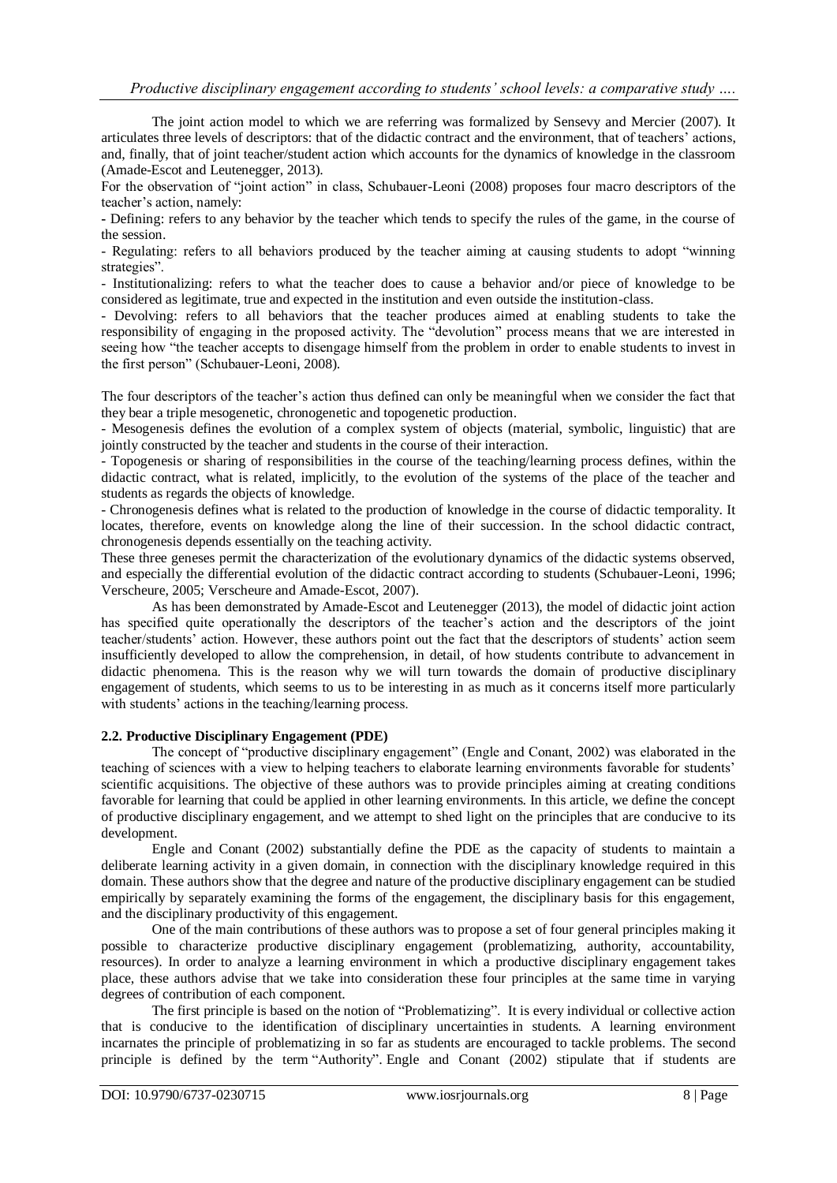The joint action model to which we are referring was formalized by Sensevy and Mercier (2007). It articulates three levels of descriptors: that of the didactic contract and the environment, that of teachers' actions, and, finally, that of joint teacher/student action which accounts for the dynamics of knowledge in the classroom (Amade-Escot and Leutenegger, 2013).

For the observation of "joint action" in class, Schubauer-Leoni (2008) proposes four macro descriptors of the teacher's action, namely:

- Defining: refers to any behavior by the teacher which tends to specify the rules of the game, in the course of the session.
- Regulating: refers to all behaviors produced by the teacher aiming at causing students to adopt "winning strategies".
- Institutionalizing: refers to what the teacher does to cause a behavior and/or piece of knowledge to be considered as legitimate, true and expected in the institution and even outside the institution-class.
- Devolving: refers to all behaviors that the teacher produces aimed at enabling students to take the responsibility of engaging in the proposed activity. The "devolution" process means that we are interested in seeing how "the teacher accepts to disengage himself from the problem in order to enable students to invest in the first person" (Schubauer-Leoni, 2008).

The four descriptors of the teacher's action thus defined can only be meaningful when we consider the fact that they bear a triple mesogenetic, chronogenetic and topogenetic production.

- Mesogenesis defines the evolution of a complex system of objects (material, symbolic, linguistic) that are jointly constructed by the teacher and students in the course of their interaction.
- Topogenesis or sharing of responsibilities in the course of the teaching/learning process defines, within the didactic contract, what is related, implicitly, to the evolution of the systems of the place of the teacher and students as regards the objects of knowledge.
- Chronogenesis defines what is related to the production of knowledge in the course of didactic temporality. It locates, therefore, events on knowledge along the line of their succession. In the school didactic contract, chronogenesis depends essentially on the teaching activity.

These three geneses permit the characterization of the evolutionary dynamics of the didactic systems observed, and especially the differential evolution of the didactic contract according to students (Schubauer-Leoni, 1996; Verscheure, 2005; Verscheure and Amade-Escot, 2007).

As has been demonstrated by Amade-Escot and Leutenegger (2013), the model of didactic joint action has specified quite operationally the descriptors of the teacher's action and the descriptors of the joint teacher/students' action. However, these authors point out the fact that the descriptors of students' action seem insufficiently developed to allow the comprehension, in detail, of how students contribute to advancement in didactic phenomena. This is the reason why we will turn towards the domain of productive disciplinary engagement of students, which seems to us to be interesting in as much as it concerns itself more particularly with students' actions in the teaching/learning process.

### 2.2. Productive Disciplinary Engagement (PDE)

The concept of "productive disciplinary engagement" (Engle and Conant, 2002) was elaborated in the teaching of sciences with a view to helping teachers to elaborate learning environments favorable for students' scientific acquisitions. The objective of these authors was to provide principles aiming at creating conditions favorable for learning that could be applied in other learning environments. In this article, we define the concept of productive disciplinary engagement, and we attempt to shed light on the principles that are conducive to its development.

Engle and Conant (2002) substantially define the PDE as the capacity of students to maintain a deliberate learning activity in a given domain, in connection with the disciplinary knowledge required in this domain. These authors show that the degree and nature of the productive disciplinary engagement can be studied empirically by separately examining the forms of the engagement, the disciplinary basis for this engagement, and the disciplinary productivity of this engagement.

One of the main contributions of these authors was to propose a set of four general principles making it possible to characterize productive disciplinary engagement (problematizing, authority, accountability, resources). In order to analyze a learning environment in which a productive disciplinary engagement takes place, these authors advise that we take into consideration these four principles at the same time in varying degrees of contribution of each component.

The first principle is based on the notion of "Problematizing". It is every individual or collective action that is conducive to the identification of disciplinary uncertainties in students. A learning environment incarnates the principle of problematizing in so far as students are encouraged to tackle problems. The second principle is defined by the term "Authority". Engle and Conant (2002) stipulate that if students are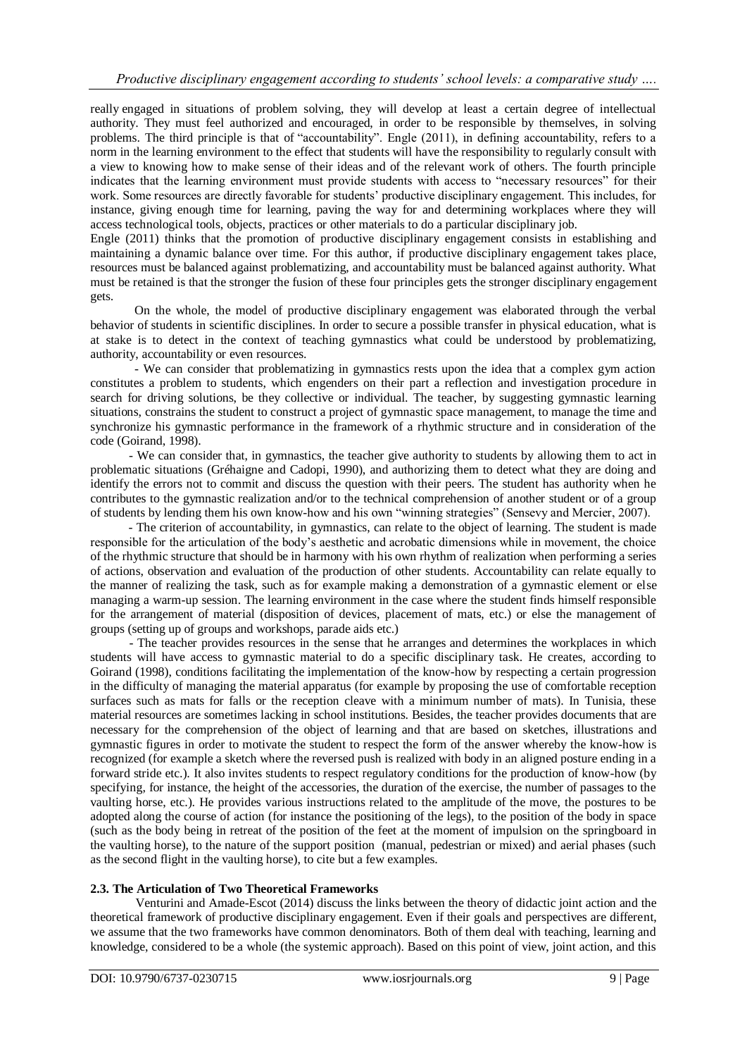really engaged in situations of problem solving, they will develop at least a certain degree of intellectual authority. They must feel authorized and encouraged, in order to be responsible by themselves, in solving problems. The third principle is that of "accountability". Engle (2011), in defining accountability, refers to a norm in the learning environment to the effect that students will have the responsibility to regularly consult with a view to knowing how to make sense of their ideas and of the relevant work of others. The fourth principle indicates that the learning environment must provide students with access to "necessary resources" for their work. Some resources are directly favorable for students' productive disciplinary engagement. This includes, for instance, giving enough time for learning, paving the way for and determining workplaces where they will access technological tools, objects, practices or other materials to do a particular disciplinary job.

Engle (2011) thinks that the promotion of productive disciplinary engagement consists in establishing and maintaining a dynamic balance over time. For this author, if productive disciplinary engagement takes place, resources must be balanced against problematizing, and accountability must be balanced against authority. What must be retained is that the stronger the fusion of these four principles gets the stronger disciplinary engagement gets.

On the whole, the model of productive disciplinary engagement was elaborated through the verbal behavior of students in scientific disciplines. In order to secure a possible transfer in physical education, what is at stake is to detect in the context of teaching gymnastics what could be understood by problematizing, authority, accountability or even resources.

- We can consider that problematizing in gymnastics rests upon the idea that a complex gym action constitutes a problem to students, which engenders on their part a reflection and investigation procedure in search for driving solutions, be they collective or individual. The teacher, by suggesting gymnastic learning situations, constrains the student to construct a project of gymnastic space management, to manage the time and synchronize his gymnastic performance in the framework of a rhythmic structure and in consideration of the code (Goirand, 1998).

- We can consider that, in gymnastics, the teacher give authority to students by allowing them to act in problematic situations (Gréhaigne and Cadopi, 1990), and authorizing them to detect what they are doing and identify the errors not to commit and discuss the question with their peers. The student has authority when he contributes to the gymnastic realization and/or to the technical comprehension of another student or of a group of students by lending them his own know-how and his own "winning strategies" (Sensevy and Mercier, 2007).

- The criterion of accountability, in gymnastics, can relate to the object of learning. The student is made responsible for the articulation of the body's aesthetic and acrobatic dimensions while in movement, the choice of the rhythmic structure that should be in harmony with his own rhythm of realization when performing a series of actions, observation and evaluation of the production of other students. Accountability can relate equally to the manner of realizing the task, such as for example making a demonstration of a gymnastic element or else managing a warm-up session. The learning environment in the case where the student finds himself responsible for the arrangement of material (disposition of devices, placement of mats, etc.) or else the management of groups (setting up of groups and workshops, parade aids etc.)

- The teacher provides resources in the sense that he arranges and determines the workplaces in which students will have access to gymnastic material to do a specific disciplinary task. He creates, according to Goirand (1998), conditions facilitating the implementation of the know-how by respecting a certain progression in the difficulty of managing the material apparatus (for example by proposing the use of comfortable reception surfaces such as mats for falls or the reception cleave with a minimum number of mats). In Tunisia, these material resources are sometimes lacking in school institutions. Besides, the teacher provides documents that are necessary for the comprehension of the object of learning and that are based on sketches, illustrations and gymnastic figures in order to motivate the student to respect the form of the answer whereby the know-how is recognized (for example a sketch where the reversed push is realized with body in an aligned posture ending in a forward stride etc.). It also invites students to respect regulatory conditions for the production of know-how (by specifying, for instance, the height of the accessories, the duration of the exercise, the number of passages to the vaulting horse, etc.). He provides various instructions related to the amplitude of the move, the postures to be adopted along the course of action (for instance the positioning of the legs), to the position of the body in space (such as the body being in retreat of the position of the feet at the moment of impulsion on the springboard in the vaulting horse), to the nature of the support position (manual, pedestrian or mixed) and aerial phases (such as the second flight in the vaulting horse), to cite but a few examples.

### 2.3. The Articulation of Two Theoretical Frameworks

Venturini and Amade-Escot (2014) discuss the links between the theory of didactic joint action and the theoretical framework of productive disciplinary engagement. Even if their goals and perspectives are different, we assume that the two frameworks have common denominators. Both of them deal with teaching, learning and knowledge, considered to be a whole (the systemic approach). Based on this point of view, joint action, and this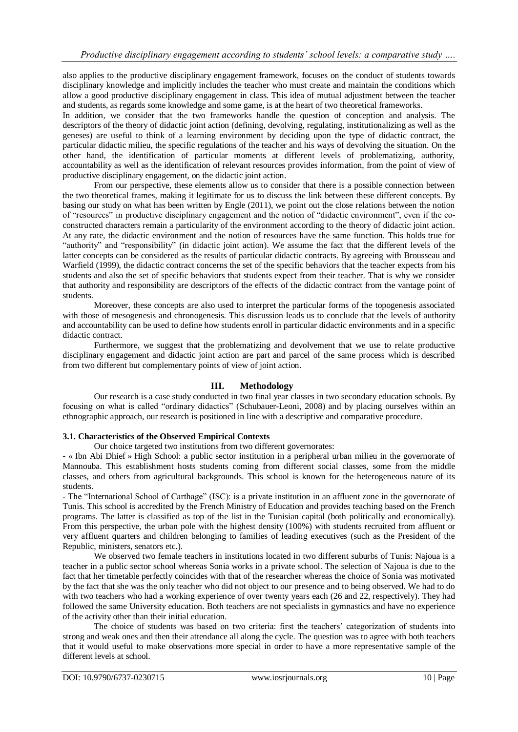also applies to the productive disciplinary engagement framework, focuses on the conduct of students towards disciplinary knowledge and implicitly includes the teacher who must create and maintain the conditions which allow a good productive disciplinary engagement in class. This idea of mutual adjustment between the teacher and students, as regards some knowledge and some game, is at the heart of two theoretical frameworks.

In addition, we consider that the two frameworks handle the question of conception and analysis. The descriptors of the theory of didactic joint action (defining, devolving, regulating, institutionalizing as well as the geneses) are useful to think of a learning environment by deciding upon the type of didactic contract, the particular didactic milieu, the specific regulations of the teacher and his ways of devolving the situation. On the other hand, the identification of particular moments at different levels of problematizing, authority, accountability as well as the identification of relevant resources provides information, from the point of view of productive disciplinary engagement, on the didactic joint action.

From our perspective, these elements allow us to consider that there is a possible connection between the two theoretical frames, making it legitimate for us to discuss the link between these different concepts. By basing our study on what has been written by Engle (2011), we point out the close relations between the notion of "resources" in productive disciplinary engagement and the notion of "didactic environment", even if the co-constructed characters remain a particularity of the environment according to the theory of didactic joint action. At any rate, the didactic environment and the notion of resources have the same function. This holds true for "authority" and "responsibility" (in didactic joint action). We assume the fact that the different levels of the latter concepts can be considered as the results of particular didactic contracts. By agreeing with Brousseau and Warfield (1999), the didactic contract concerns the set of the specific behaviors that the teacher expects from his students and also the set of specific behaviors that students expect from their teacher. That is why we consider that authority and responsibility are descriptors of the effects of the didactic contract from the vantage point of students.

Moreover, these concepts are also used to interpret the particular forms of the topogenesis associated with those of mesogenesis and chronogenesis. This discussion leads us to conclude that the levels of authority and accountability can be used to define how students enroll in particular didactic environments and in a specific didactic contract.

Furthermore, we suggest that the problematizing and devolvement that we use to relate productive disciplinary engagement and didactic joint action are part and parcel of the same process which is described from two different but complementary points of view of joint action.

## III. Methodology

Our research is a case study conducted in two final year classes in two secondary education schools. By focusing on what is called "ordinary didactics" (Schubauer-Leoni, 2008) and by placing ourselves within an ethnographic approach, our research is positioned in line with a descriptive and comparative procedure.

### 3.1. Characteristics of the Observed Empirical Contexts

Our choice targeted two institutions from two different governorates:

- « Ibn Abi Dhief » High School: a public sector institution in a peripheral urban milieu in the governorate of Mannouba. This establishment hosts students coming from different social classes, some from the middle classes, and others from agricultural backgrounds. This school is known for the heterogeneous nature of its students.

- The "International School of Carthage" (ISC): is a private institution in an affluent zone in the governorate of Tunis. This school is accredited by the French Ministry of Education and provides teaching based on the French programs. The latter is classified as top of the list in the Tunisian capital (both politically and economically). From this perspective, the urban pole with the highest density (100%) with students recruited from affluent or very affluent quarters and children belonging to families of leading executives (such as the President of the Republic, ministers, senators etc.).

We observed two female teachers in institutions located in two different suburbs of Tunis: Najoua is a teacher in a public sector school whereas Sonia works in a private school. The selection of Najoua is due to the fact that her timetable perfectly coincides with that of the researcher whereas the choice of Sonia was motivated by the fact that she was the only teacher who did not object to our presence and to being observed. We had to do with two teachers who had a working experience of over twenty years each (26 and 22, respectively). They had followed the same University education. Both teachers are not specialists in gymnastics and have no experience of the activity other than their initial education.

The choice of students was based on two criteria: first the teachers' categorization of students into strong and weak ones and then their attendance all along the cycle. The question was to agree with both teachers that it would useful to make observations more special in order to have a more representative sample of the different levels at school.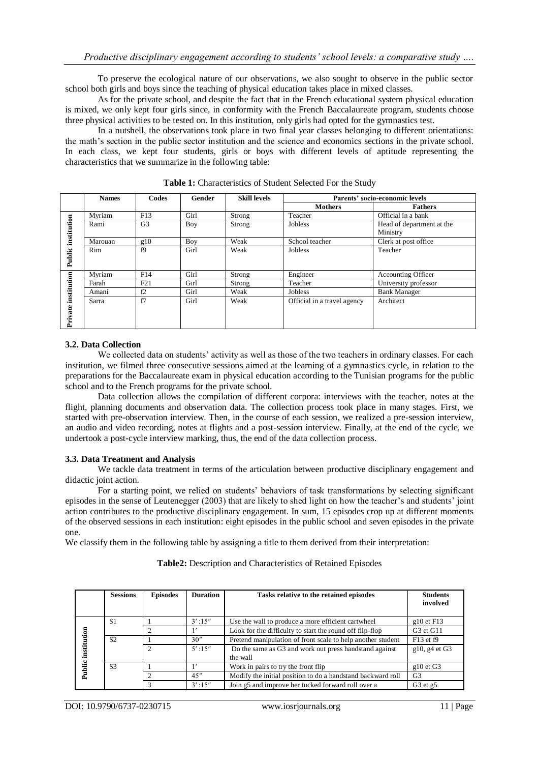To preserve the ecological nature of our observations, we also sought to observe in the public sector school both girls and boys since the teaching of physical education takes place in mixed classes.

As for the private school, and despite the fact that in the French educational system physical education is mixed, we only kept four girls since, in conformity with the French Baccalaureate program, students choose three physical activities to be tested on. In this institution, only girls had opted for the gymnastics test.

In a nutshell, the observations took place in two final year classes belonging to different orientations: the math's section in the public sector institution and the science and economics sections in the private school. In each class, we kept four students, girls or boys with different levels of aptitude representing the characteristics that we summarize in the following table:

**Table 1:** Characteristics of Student Selected For the Study

| | Names | Codes | Gender | Skill levels | Parents' socio-economic levels | |
|---|---|---|---|---|---|---|
| | | | | | Mothers | Fathers |
| Public institution | Myriam | F13 | Girl | Strong | Teacher | Official in a bank |
| | Rami | G3 | Boy | Strong | Jobless | Head of department at the Ministry |
| | Marouan | g10 | Boy | Weak | School teacher | Clerk at post office |
| | Rim | f9 | Girl | Weak | Jobless | Teacher |
| Private institution | Myriam | F14 | Girl | Strong | Engineer | Accounting Officer |
| | Farah | F21 | Girl | Strong | Teacher | University professor |
| | Amani | f2 | Girl | Weak | Jobless | Bank Manager |
| | Sarra | f7 | Girl | Weak | Official in a travel agency | Architect |

### 3.2. Data Collection

We collected data on students' activity as well as those of the two teachers in ordinary classes. For each institution, we filmed three consecutive sessions aimed at the learning of a gymnastics cycle, in relation to the preparations for the Baccalaureate exam in physical education according to the Tunisian programs for the public school and to the French programs for the private school.

Data collection allows the compilation of different corpora: interviews with the teacher, notes at the flight, planning documents and observation data. The collection process took place in many stages. First, we started with pre-observation interview. Then, in the course of each session, we realized a pre-session interview, an audio and video recording, notes at flights and a post-session interview. Finally, at the end of the cycle, we undertook a post-cycle interview marking, thus, the end of the data collection process.

### 3.3. Data Treatment and Analysis

We tackle data treatment in terms of the articulation between productive disciplinary engagement and didactic joint action.

For a starting point, we relied on students' behaviors of task transformations by selecting significant episodes in the sense of Leutenegger (2003) that are likely to shed light on how the teacher's and students' joint action contributes to the productive disciplinary engagement. In sum, 15 episodes crop up at different moments of the observed sessions in each institution: eight episodes in the public school and seven episodes in the private one.

We classify them in the following table by assigning a title to them derived from their interpretation:

**Table2:** Description and Characteristics of Retained Episodes

| | Sessions | Episodes | Duration | Tasks relative to the retained episodes | Students involved |
|---|---|---|---|---|---|
| Public institution | S1 | 1 | 3′:15″ | Use the wall to produce a more efficient cartwheel | g10 et F13 |
| | | 2 | 1′ | Look for the difficulty to start the round off flip-flop | G3 et G11 |
| | S2 | 1 | 30″ | Pretend manipulation of front scale to help another student | F13 et f9 |
| | | 2 | 5′:15″ | Do the same as G3 and work out press handstand against the wall | g10, g4 et G3 |
| | S3 | 1 | 1′ | Work in pairs to try the front flip | g10 et G3 |
| | | 2 | 45″ | Modify the initial position to do a handstand backward roll | G3 |
| | | 3 | 3′:15″ | Join g5 and improve her tucked forward roll over a | G3 et g5 |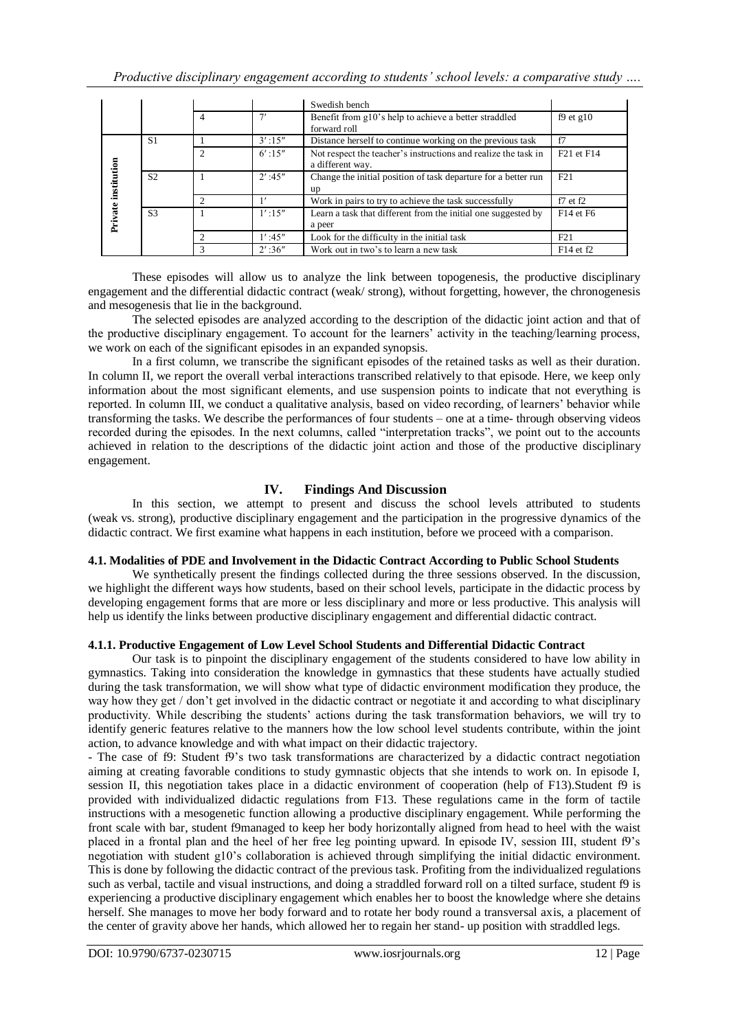| | | | | Swedish bench | |
|---|---|---|---|---|---|
| | | 4 | 7′ | Benefit from g10's help to achieve a better straddled forward roll | f9 et g10 |
| Private institution | S1 | 1 | 3′:15″ | Distance herself to continue working on the previous task | f7 |
| | | 2 | 6′:15″ | Not respect the teacher's instructions and realize the task in a different way. | F21 et F14 |
| | S2 | 1 | 2′:45″ | Change the initial position of task departure for a better run up | F21 |
| | | 2 | 1′ | Work in pairs to try to achieve the task successfully | f7 et f2 |
| | S3 | 1 | 1′:15″ | Learn a task that different from the initial one suggested by a peer | F14 et F6 |
| | | 2 | 1′:45″ | Look for the difficulty in the initial task | F21 |
| | | 3 | 2′:36″ | Work out in two's to learn a new task | F14 et f2 |

These episodes will allow us to analyze the link between topogenesis, the productive disciplinary engagement and the differential didactic contract (weak/ strong), without forgetting, however, the chronogenesis and mesogenesis that lie in the background.

The selected episodes are analyzed according to the description of the didactic joint action and that of the productive disciplinary engagement. To account for the learners' activity in the teaching/learning process, we work on each of the significant episodes in an expanded synopsis.

In a first column, we transcribe the significant episodes of the retained tasks as well as their duration. In column II, we report the overall verbal interactions transcribed relatively to that episode. Here, we keep only information about the most significant elements, and use suspension points to indicate that not everything is reported. In column III, we conduct a qualitative analysis, based on video recording, of learners' behavior while transforming the tasks. We describe the performances of four students – one at a time- through observing videos recorded during the episodes. In the next columns, called "interpretation tracks", we point out to the accounts achieved in relation to the descriptions of the didactic joint action and those of the productive disciplinary engagement.

## IV. Findings And Discussion

In this section, we attempt to present and discuss the school levels attributed to students (weak vs. strong), productive disciplinary engagement and the participation in the progressive dynamics of the didactic contract. We first examine what happens in each institution, before we proceed with a comparison.

### 4.1. Modalities of PDE and Involvement in the Didactic Contract According to Public School Students

We synthetically present the findings collected during the three sessions observed. In the discussion, we highlight the different ways how students, based on their school levels, participate in the didactic process by developing engagement forms that are more or less disciplinary and more or less productive. This analysis will help us identify the links between productive disciplinary engagement and differential didactic contract.

#### 4.1.1. Productive Engagement of Low Level School Students and Differential Didactic Contract

Our task is to pinpoint the disciplinary engagement of the students considered to have low ability in gymnastics. Taking into consideration the knowledge in gymnastics that these students have actually studied during the task transformation, we will show what type of didactic environment modification they produce, the way how they get / don't get involved in the didactic contract or negotiate it and according to what disciplinary productivity. While describing the students' actions during the task transformation behaviors, we will try to identify generic features relative to the manners how the low school level students contribute, within the joint action, to advance knowledge and with what impact on their didactic trajectory.

- The case of f9: Student f9's two task transformations are characterized by a didactic contract negotiation aiming at creating favorable conditions to study gymnastic objects that she intends to work on. In episode I, session II, this negotiation takes place in a didactic environment of cooperation (help of F13).Student f9 is provided with individualized didactic regulations from F13. These regulations came in the form of tactile instructions with a mesogenetic function allowing a productive disciplinary engagement. While performing the front scale with bar, student f9managed to keep her body horizontally aligned from head to heel with the waist placed in a frontal plan and the heel of her free leg pointing upward. In episode IV, session III, student f9's negotiation with student g10's collaboration is achieved through simplifying the initial didactic environment. This is done by following the didactic contract of the previous task. Profiting from the individualized regulations such as verbal, tactile and visual instructions, and doing a straddled forward roll on a tilted surface, student f9 is experiencing a productive disciplinary engagement which enables her to boost the knowledge where she detains herself. She manages to move her body forward and to rotate her body round a transversal axis, a placement of the center of gravity above her hands, which allowed her to regain her stand- up position with straddled legs.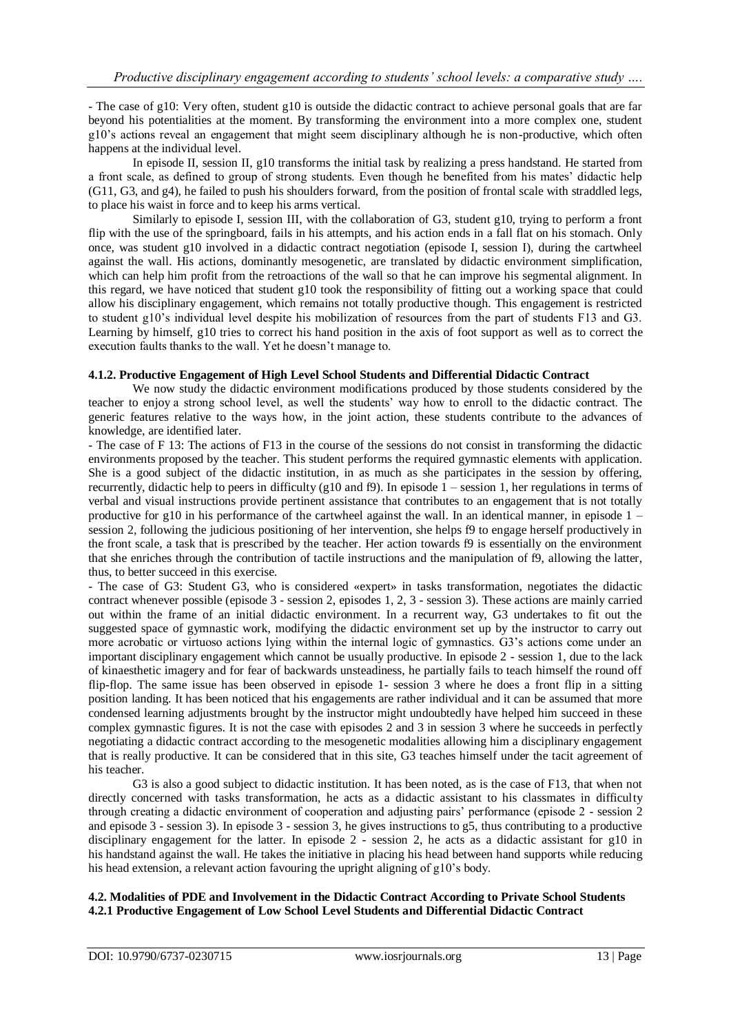- The case of g10: Very often, student g10 is outside the didactic contract to achieve personal goals that are far beyond his potentialities at the moment. By transforming the environment into a more complex one, student g10's actions reveal an engagement that might seem disciplinary although he is non-productive, which often happens at the individual level.

In episode II, session II, g10 transforms the initial task by realizing a press handstand. He started from a front scale, as defined to group of strong students. Even though he benefited from his mates' didactic help (G11, G3, and g4), he failed to push his shoulders forward, from the position of frontal scale with straddled legs, to place his waist in force and to keep his arms vertical.

Similarly to episode I, session III, with the collaboration of G3, student g10, trying to perform a front flip with the use of the springboard, fails in his attempts, and his action ends in a fall flat on his stomach. Only once, was student g10 involved in a didactic contract negotiation (episode I, session I), during the cartwheel against the wall. His actions, dominantly mesogenetic, are translated by didactic environment simplification, which can help him profit from the retroactions of the wall so that he can improve his segmental alignment. In this regard, we have noticed that student g10 took the responsibility of fitting out a working space that could allow his disciplinary engagement, which remains not totally productive though. This engagement is restricted to student g10's individual level despite his mobilization of resources from the part of students F13 and G3. Learning by himself, g10 tries to correct his hand position in the axis of foot support as well as to correct the execution faults thanks to the wall. Yet he doesn't manage to.

#### 4.1.2. Productive Engagement of High Level School Students and Differential Didactic Contract

We now study the didactic environment modifications produced by those students considered by the teacher to enjoy a strong school level, as well the students' way how to enroll to the didactic contract. The generic features relative to the ways how, in the joint action, these students contribute to the advances of knowledge, are identified later.

- The case of F 13: The actions of F13 in the course of the sessions do not consist in transforming the didactic environments proposed by the teacher. This student performs the required gymnastic elements with application. She is a good subject of the didactic institution, in as much as she participates in the session by offering, recurrently, didactic help to peers in difficulty (g10 and f9). In episode 1 – session 1, her regulations in terms of verbal and visual instructions provide pertinent assistance that contributes to an engagement that is not totally productive for g10 in his performance of the cartwheel against the wall. In an identical manner, in episode 1 – session 2, following the judicious positioning of her intervention, she helps f9 to engage herself productively in the front scale, a task that is prescribed by the teacher. Her action towards f9 is essentially on the environment that she enriches through the contribution of tactile instructions and the manipulation of f9, allowing the latter, thus, to better succeed in this exercise.

- The case of G3: Student G3, who is considered «expert» in tasks transformation, negotiates the didactic contract whenever possible (episode 3 - session 2, episodes 1, 2, 3 - session 3). These actions are mainly carried out within the frame of an initial didactic environment. In a recurrent way, G3 undertakes to fit out the suggested space of gymnastic work, modifying the didactic environment set up by the instructor to carry out more acrobatic or virtuoso actions lying within the internal logic of gymnastics. G3's actions come under an important disciplinary engagement which cannot be usually productive. In episode 2 - session 1, due to the lack of kinaesthetic imagery and for fear of backwards unsteadiness, he partially fails to teach himself the round off flip-flop. The same issue has been observed in episode 1- session 3 where he does a front flip in a sitting position landing. It has been noticed that his engagements are rather individual and it can be assumed that more condensed learning adjustments brought by the instructor might undoubtedly have helped him succeed in these complex gymnastic figures. It is not the case with episodes 2 and 3 in session 3 where he succeeds in perfectly negotiating a didactic contract according to the mesogenetic modalities allowing him a disciplinary engagement that is really productive. It can be considered that in this site, G3 teaches himself under the tacit agreement of his teacher.

G3 is also a good subject to didactic institution. It has been noted, as is the case of F13, that when not directly concerned with tasks transformation, he acts as a didactic assistant to his classmates in difficulty through creating a didactic environment of cooperation and adjusting pairs' performance (episode 2 - session 2 and episode 3 - session 3). In episode 3 - session 3, he gives instructions to g5, thus contributing to a productive disciplinary engagement for the latter. In episode 2 - session 2, he acts as a didactic assistant for g10 in his handstand against the wall. He takes the initiative in placing his head between hand supports while reducing his head extension, a relevant action favouring the upright aligning of g10's body.

### 4.2. Modalities of PDE and Involvement in the Didactic Contract According to Private School Students

#### 4.2.1 Productive Engagement of Low School Level Students and Differential Didactic Contract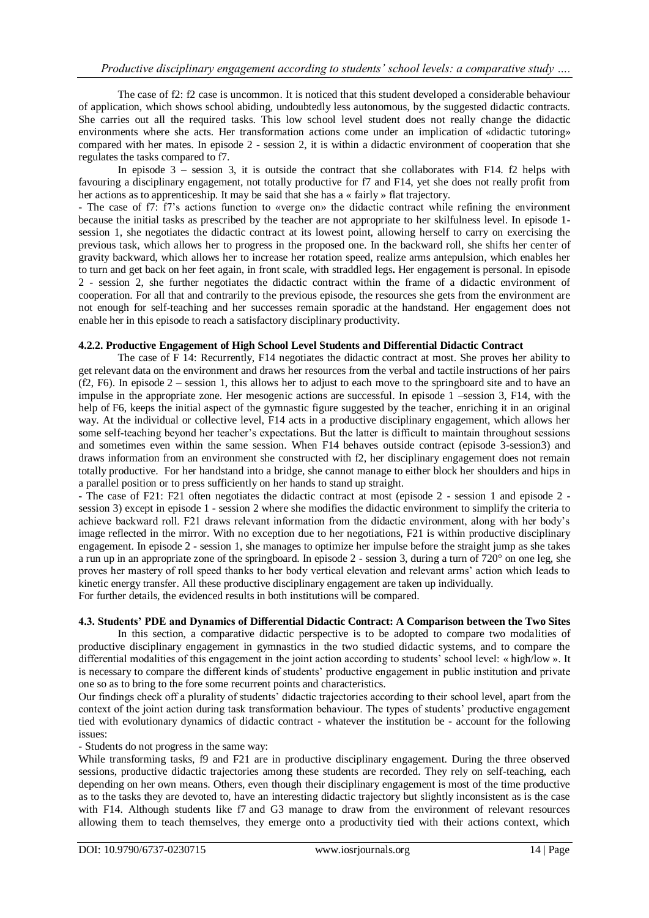The case of f2: f2 case is uncommon. It is noticed that this student developed a considerable behaviour of application, which shows school abiding, undoubtedly less autonomous, by the suggested didactic contracts. She carries out all the required tasks. This low school level student does not really change the didactic environments where she acts. Her transformation actions come under an implication of «didactic tutoring» compared with her mates. In episode 2 - session 2, it is within a didactic environment of cooperation that she regulates the tasks compared to f7.

In episode 3 – session 3, it is outside the contract that she collaborates with F14. f2 helps with favouring a disciplinary engagement, not totally productive for f7 and F14, yet she does not really profit from her actions as to apprenticeship. It may be said that she has a « fairly » flat trajectory.

- The case of f7: f7's actions function to «verge on» the didactic contract while refining the environment because the initial tasks as prescribed by the teacher are not appropriate to her skilfulness level. In episode 1- session 1, she negotiates the didactic contract at its lowest point, allowing herself to carry on exercising the previous task, which allows her to progress in the proposed one. In the backward roll, she shifts her center of gravity backward, which allows her to increase her rotation speed, realize arms antepulsion, which enables her to turn and get back on her feet again, in front scale, with straddled legs**.** Her engagement is personal. In episode 2 - session 2, she further negotiates the didactic contract within the frame of a didactic environment of cooperation. For all that and contrarily to the previous episode, the resources she gets from the environment are not enough for self-teaching and her successes remain sporadic at the handstand. Her engagement does not enable her in this episode to reach a satisfactory disciplinary productivity.

#### 4.2.2. Productive Engagement of High School Level Students and Differential Didactic Contract

The case of F 14: Recurrently, F14 negotiates the didactic contract at most. She proves her ability to get relevant data on the environment and draws her resources from the verbal and tactile instructions of her pairs (f2, F6). In episode 2 – session 1, this allows her to adjust to each move to the springboard site and to have an impulse in the appropriate zone. Her mesogenic actions are successful. In episode 1 –session 3, F14, with the help of F6, keeps the initial aspect of the gymnastic figure suggested by the teacher, enriching it in an original way. At the individual or collective level, F14 acts in a productive disciplinary engagement, which allows her some self-teaching beyond her teacher's expectations. But the latter is difficult to maintain throughout sessions and sometimes even within the same session. When F14 behaves outside contract (episode 3-session3) and draws information from an environment she constructed with f2, her disciplinary engagement does not remain totally productive. For her handstand into a bridge, she cannot manage to either block her shoulders and hips in a parallel position or to press sufficiently on her hands to stand up straight.

- The case of F21: F21 often negotiates the didactic contract at most (episode 2 - session 1 and episode 2 - session 3) except in episode 1 - session 2 where she modifies the didactic environment to simplify the criteria to achieve backward roll. F21 draws relevant information from the didactic environment, along with her body's image reflected in the mirror. With no exception due to her negotiations, F21 is within productive disciplinary engagement. In episode 2 - session 1, she manages to optimize her impulse before the straight jump as she takes a run up in an appropriate zone of the springboard. In episode 2 - session 3, during a turn of 720° on one leg, she proves her mastery of roll speed thanks to her body vertical elevation and relevant arms' action which leads to kinetic energy transfer. All these productive disciplinary engagement are taken up individually.

For further details, the evidenced results in both institutions will be compared.

### 4.3. Students' PDE and Dynamics of Differential Didactic Contract: A Comparison between the Two Sites

In this section, a comparative didactic perspective is to be adopted to compare two modalities of productive disciplinary engagement in gymnastics in the two studied didactic systems, and to compare the differential modalities of this engagement in the joint action according to students' school level: « high/low ». It is necessary to compare the different kinds of students' productive engagement in public institution and private one so as to bring to the fore some recurrent points and characteristics.

Our findings check off a plurality of students' didactic trajectories according to their school level, apart from the context of the joint action during task transformation behaviour. The types of students' productive engagement tied with evolutionary dynamics of didactic contract - whatever the institution be - account for the following issues:

- Students do not progress in the same way:

While transforming tasks, f9 and F21 are in productive disciplinary engagement. During the three observed sessions, productive didactic trajectories among these students are recorded. They rely on self-teaching, each depending on her own means. Others, even though their disciplinary engagement is most of the time productive as to the tasks they are devoted to, have an interesting didactic trajectory but slightly inconsistent as is the case with F14. Although students like f7 and G3 manage to draw from the environment of relevant resources allowing them to teach themselves, they emerge onto a productivity tied with their actions context, which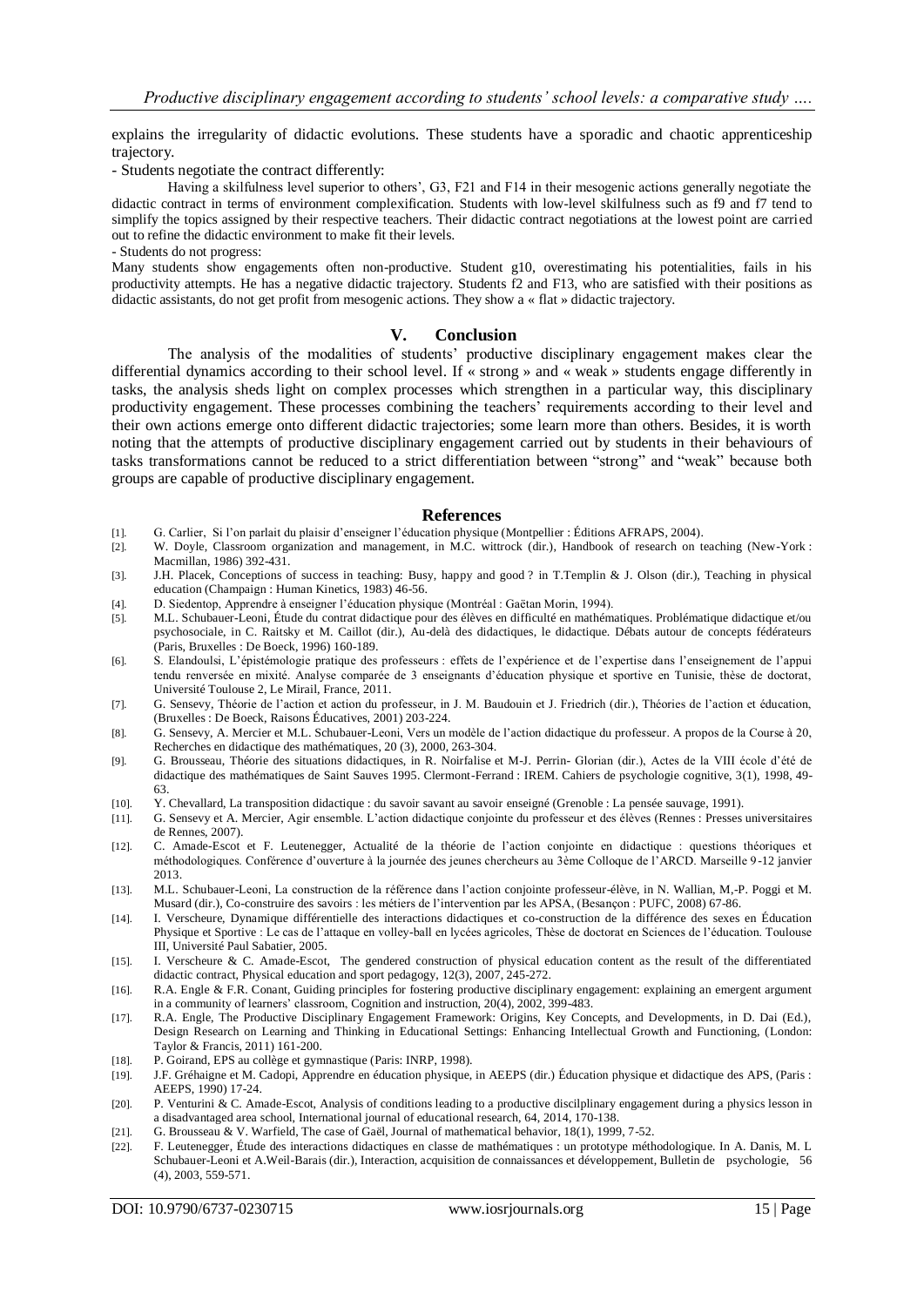explains the irregularity of didactic evolutions. These students have a sporadic and chaotic apprenticeship trajectory.

- Students negotiate the contract differently:

Having a skilfulness level superior to others', G3, F21 and F14 in their mesogenic actions generally negotiate the didactic contract in terms of environment complexification. Students with low-level skilfulness such as f9 and f7 tend to simplify the topics assigned by their respective teachers. Their didactic contract negotiations at the lowest point are carried out to refine the didactic environment to make fit their levels.

- Students do not progress:

Many students show engagements often non-productive. Student g10, overestimating his potentialities, fails in his productivity attempts. He has a negative didactic trajectory. Students f2 and F13, who are satisfied with their positions as didactic assistants, do not get profit from mesogenic actions. They show a « flat » didactic trajectory.

## V. Conclusion

The analysis of the modalities of students' productive disciplinary engagement makes clear the differential dynamics according to their school level. If « strong » and « weak » students engage differently in tasks, the analysis sheds light on complex processes which strengthen in a particular way, this disciplinary productivity engagement. These processes combining the teachers' requirements according to their level and their own actions emerge onto different didactic trajectories; some learn more than others. Besides, it is worth noting that the attempts of productive disciplinary engagement carried out by students in their behaviours of tasks transformations cannot be reduced to a strict differentiation between "strong" and "weak" because both groups are capable of productive disciplinary engagement.

## References

[1]. G. Carlier, Si l'on parlait du plaisir d'enseigner l'éducation physique (Montpellier : Éditions AFRAPS, 2004).

[2]. W. Doyle, Classroom organization and management, in M.C. wittrock (dir.), Handbook of research on teaching (New-York : Macmillan, 1986) 392-431.

[3]. J.H. Placek, Conceptions of success in teaching: Busy, happy and good ? in T.Templin & J. Olson (dir.), Teaching in physical education (Champaign : Human Kinetics, 1983) 46-56.

[4]. D. Siedentop, Apprendre à enseigner l'éducation physique (Montréal : Gaëtan Morin, 1994).

[5]. M.L. Schubauer-Leoni, Étude du contrat didactique pour des élèves en difficulté en mathématiques. Problématique didactique et/ou psychosociale, in C. Raitsky et M. Caillot (dir.), Au-delà des didactiques, le didactique. Débats autour de concepts fédérateurs (Paris, Bruxelles : De Boeck, 1996) 160-189.

[6]. S. Elandoulsi, L'épistémologie pratique des professeurs : effets de l'expérience et de l'expertise dans l'enseignement de l'appui tendu renversée en mixité. Analyse comparée de 3 enseignants d'éducation physique et sportive en Tunisie, thèse de doctorat, Université Toulouse 2, Le Mirail, France, 2011.

[7]. G. Sensevy, Théorie de l'action et action du professeur, in J. M. Baudouin et J. Friedrich (dir.), Théories de l'action et éducation, (Bruxelles : De Boeck, Raisons Éducatives, 2001) 203-224.

[8]. G. Sensevy, A. Mercier et M.L. Schubauer-Leoni, Vers un modèle de l'action didactique du professeur. A propos de la Course à 20, Recherches en didactique des mathématiques, 20 (3), 2000, 263-304.

[9]. G. Brousseau, Théorie des situations didactiques, in R. Noirfalise et M-J. Perrin- Glorian (dir.), Actes de la VIII école d'été de didactique des mathématiques de Saint Sauves 1995. Clermont-Ferrand : IREM. Cahiers de psychologie cognitive, 3(1), 1998, 49-63.

[10]. Y. Chevallard, La transposition didactique : du savoir savant au savoir enseigné (Grenoble : La pensée sauvage, 1991).

[11]. G. Sensevy et A. Mercier, Agir ensemble. L'action didactique conjointe du professeur et des élèves (Rennes : Presses universitaires de Rennes, 2007).

[12]. C. Amade-Escot et F. Leutenegger, Actualité de la théorie de l'action conjointe en didactique : questions théoriques et méthodologiques. Conférence d'ouverture à la journée des jeunes chercheurs au 3ème Colloque de l'ARCD. Marseille 9-12 janvier 2013.

[13]. M.L. Schubauer-Leoni, La construction de la référence dans l'action conjointe professeur-élève, in N. Wallian, M,-P. Poggi et M. Musard (dir.), Co-construire des savoirs : les métiers de l'intervention par les APSA, (Besançon : PUFC, 2008) 67-86.

[14]. I. Verscheure, Dynamique différentielle des interactions didactiques et co-construction de la différence des sexes en Éducation Physique et Sportive : Le cas de l'attaque en volley-ball en lycées agricoles, Thèse de doctorat en Sciences de l'éducation. Toulouse III, Université Paul Sabatier, 2005.

[15]. I. Verscheure & C. Amade-Escot, The gendered construction of physical education content as the result of the differentiated didactic contract, Physical education and sport pedagogy, 12(3), 2007, 245-272.

[16]. R.A. Engle & F.R. Conant, Guiding principles for fostering productive disciplinary engagement: explaining an emergent argument in a community of learners' classroom, Cognition and instruction, 20(4), 2002, 399-483.

[17]. R.A. Engle, The Productive Disciplinary Engagement Framework: Origins, Key Concepts, and Developments, in D. Dai (Ed.), Design Research on Learning and Thinking in Educational Settings: Enhancing Intellectual Growth and Functioning, (London: Taylor & Francis, 2011) 161-200.

[18]. P. Goirand, EPS au collège et gymnastique (Paris: INRP, 1998).

[19]. J.F. Gréhaigne et M. Cadopi, Apprendre en éducation physique, in AEEPS (dir.) Éducation physique et didactique des APS, (Paris : AEEPS, 1990) 17-24.

[20]. P. Venturini & C. Amade-Escot, Analysis of conditions leading to a productive discilplinary engagement during a physics lesson in a disadvantaged area school, International journal of educational research, 64, 2014, 170-138.

[21]. G. Brousseau & V. Warfield, The case of Gaël, Journal of mathematical behavior, 18(1), 1999, 7-52.

[22]. F. Leutenegger, Étude des interactions didactiques en classe de mathématiques : un prototype méthodologique. In A. Danis, M. L Schubauer-Leoni et A.Weil-Barais (dir.), Interaction, acquisition de connaissances et développement, Bulletin de psychologie, 56 (4), 2003, 559-571.